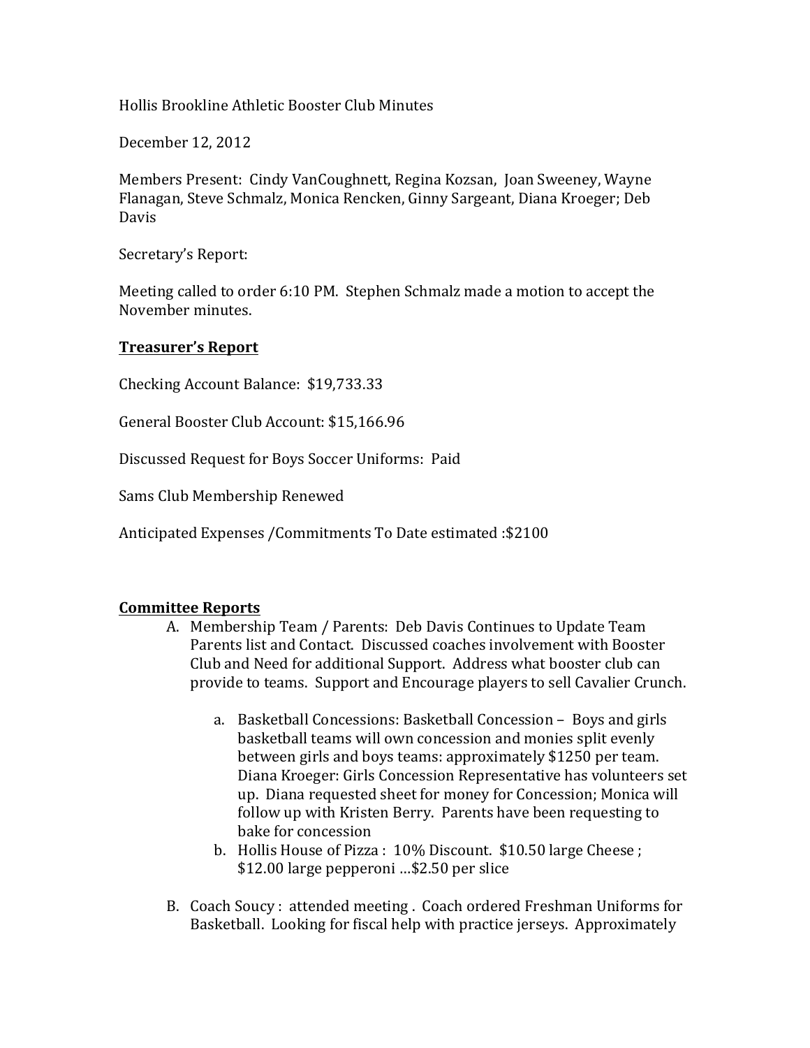Hollis Brookline Athletic Booster Club Minutes

December 12, 2012

Members Present: Cindy VanCoughnett, Regina Kozsan, Joan Sweeney, Wayne Flanagan, Steve Schmalz, Monica Rencken, Ginny Sargeant, Diana Kroeger; Deb Davis

Secretary's Report:

Meeting called to order 6:10 PM. Stephen Schmalz made a motion to accept the November minutes.

**Treasurer's Report**

Checking Account Balance: $19,733.33

General Booster Club Account: $15,166.96

Discussed Request for Boys Soccer Uniforms: Paid

Sams Club Membership Renewed

Anticipated Expenses /Commitments To Date estimated :$2100

**Committee Reports**

A. Membership Team / Parents: Deb Davis Continues to Update Team Parents list and Contact. Discussed coaches involvement with Booster Club and Need for additional Support. Address what booster club can provide to teams. Support and Encourage players to sell Cavalier Crunch.

   a. Basketball Concessions: Basketball Concession – Boys and girls basketball teams will own concession and monies split evenly between girls and boys teams: approximately $1250 per team. Diana Kroeger: Girls Concession Representative has volunteers set up. Diana requested sheet for money for Concession; Monica will follow up with Kristen Berry. Parents have been requesting to bake for concession
   b. Hollis House of Pizza : 10% Discount. $10.50 large Cheese ; $12.00 large pepperoni …$2.50 per slice

B. Coach Soucy : attended meeting . Coach ordered Freshman Uniforms for Basketball. Looking for fiscal help with practice jerseys. Approximately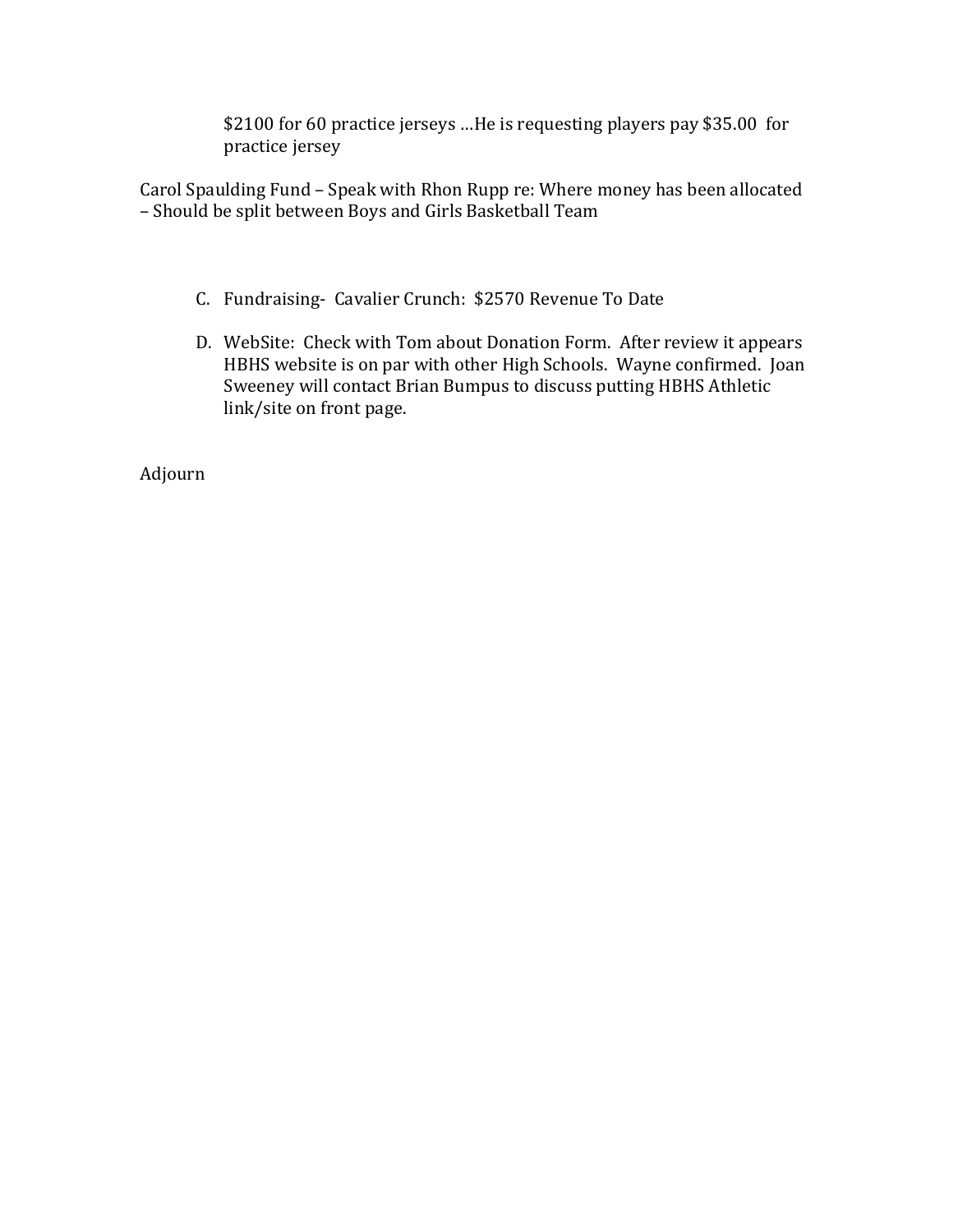$2100 for 60 practice jerseys …He is requesting players pay $35.00 for practice jersey

Carol Spaulding Fund – Speak with Rhon Rupp re: Where money has been allocated – Should be split between Boys and Girls Basketball Team

C. Fundraising- Cavalier Crunch: $2570 Revenue To Date

D. WebSite: Check with Tom about Donation Form. After review it appears HBHS website is on par with other High Schools. Wayne confirmed. Joan Sweeney will contact Brian Bumpus to discuss putting HBHS Athletic link/site on front page.

Adjourn